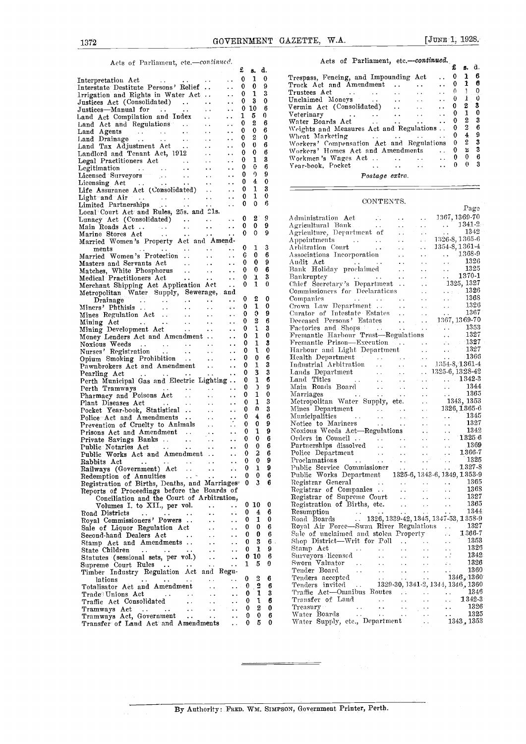Acts of Parliament, etc.—*continued.*

| | £ | s. | d. |
|---|---|---|---|
| Interpretation Act | 0 | 1 | 0 |
| Interstate Destitute Persons' Relief | 0 | 0 | 9 |
| Irrigation and Rights in Water Act | 0 | 1 | 3 |
| Justices Act (Consolidated) | 0 | 3 | 0 |
| Justices—Manual for | 0 | 10 | 6 |
| Land Act Compilation and Index | 1 | 5 | 0 |
| Land Act and Regulations | 0 | 2 | 6 |
| Land Agents | 0 | 0 | 6 |
| Land Drainage | 0 | 2 | 0 |
| Land Tax Adjustment Act | 0 | 0 | 6 |
| Landlord and Tenant Act, 1912 | 0 | 0 | 6 |
| Legal Practitioners Act | 0 | 1 | 3 |
| Legitimation | 0 | 0 | 6 |
| Licensed Surveyors | 0 | 0 | 9 |
| Licensing Act | 0 | 4 | 0 |
| Life Assurance Act (Consolidated) | 0 | 1 | 3 |
| Light and Air | 0 | 1 | 0 |
| Limited Partnerships | 0 | 0 | 6 |
| Local Court Act and Rules, 25s. and 21s. | | | |
| Lunacy Act (Consolidated) | 0 | 2 | 9 |
| Main Roads Act | 0 | 0 | 9 |
| Marine Stores Act | 0 | 0 | 9 |
| Married Women's Property Act and Amendments | 0 | 1 | 3 |
| Married Women's Protection | 0 | 0 | 6 |
| Masters and Servants Act | 0 | 0 | 9 |
| Matches, White Phosphorus | 0 | 0 | 6 |
| Medical Practitioners Act | 0 | 1 | 3 |
| Merchant Shipping Act Application Act | 0 | 1 | 0 |
| Metropolitan Water Supply, Sewerage, and Drainage | 0 | 2 | 0 |
| Miners' Phthisis | 0 | 1 | 0 |
| Mines Regulation Act | 0 | 0 | 9 |
| Mining Act | 0 | 2 | 6 |
| Mining Development Act | 0 | 1 | 3 |
| Money Lenders Act and Amendment | 0 | 1 | 0 |
| Noxious Weeds | 0 | 1 | 3 |
| Nurses' Registration | 0 | 1 | 0 |
| Opium Smoking Prohibition | 0 | 0 | 6 |
| Pawnbrokers Act and Amendment | 0 | 1 | 3 |
| Pearling Act | 0 | 3 | 3 |
| Perth Municipal Gas and Electric Lighting | 0 | 1 | 6 |
| Perth Tramways | 0 | 0 | 9 |
| Pharmacy and Poisons Act | 0 | 1 | 0 |
| Plant Diseases Act | 0 | 1 | 3 |
| Pocket Year-book, Statistical | 0 | 0 | 3 |
| Police Act and Amendments | 0 | 4 | 6 |
| Prevention of Cruelty to Animals | 0 | 0 | 9 |
| Prisons Act and Amendment | 0 | 1 | 9 |
| Private Savings Banks | 0 | 0 | 6 |
| Public Notaries Act | 0 | 0 | 6 |
| Public Works Act and Amendment | 0 | 2 | 6 |
| Rabbits Act | 0 | 0 | 9 |
| Railways (Government) Act | 0 | 1 | 9 |
| Redemption of Annuities | 0 | 0 | 6 |
| Registration of Births, Deaths, and Marriages | 0 | 3 | 6 |
| Reports of Proceedings before the Boards of Conciliation and the Court of Arbitration, Volumes I. to XII., per vol. | 0 | 10 | 0 |
| Road Districts | 0 | 4 | 6 |
| Royal Commissioners' Powers | 0 | 1 | 0 |
| Sale of Liquor Regulation Act | 0 | 0 | 6 |
| Second-hand Dealers Act | 0 | 0 | 6 |
| Stamp Act and Amendments | 0 | 3 | 6 |
| State Children | 0 | 1 | 9 |
| Statutes (sessional sets, per vol.) | 0 | 10 | 6 |
| Supreme Court Rules | 1 | 5 | 0 |
| Timber Industry Regulation Act and Regulations | 0 | 2 | 6 |
| Totalisator Act and Amendment | 0 | 2 | 6 |
| Trade Unions Act | 0 | 1 | 3 |
| Traffic Act Consolidated | 0 | 1 | 6 |
| Tramways Act | 0 | 2 | 0 |
| Tramways Act, Government | 0 | 0 | 6 |
| Transfer of Land Act and Amendments | 0 | 5 | 0 |
| Trespass, Fencing, and Impounding Act | 0 | 1 | 6 |
| Truck Act and Amendment | 0 | 1 | 6 |
| Trustees Act | 0 | 1 | 0 |
| Unclaimed Moneys | 0 | 1 | 0 |
| Vermin Act (Consolidated) | 0 | 2 | 3 |
| Veterinary | 0 | 1 | 0 |
| Water Boards Act | 0 | 2 | 3 |
| Weights and Measures Act and Regulations | 0 | 2 | 6 |
| Wheat Marketing | 0 | 4 | 9 |
| Workers' Compensation Act and Regulations | 0 | 2 | 3 |
| Workers' Homes Act and Amendments | 0 | 2 | 3 |
| Workmen's Wages Act | 0 | 0 | 6 |
| Year-book, Pocket | 0 | 0 | 3 |

*Postage extra.*

## CONTENTS.

| | Page |
|---|---|
| Administration Act | 1367, 1369-70 |
| Agricultural Bank | 1341-2 |
| Agriculture, Department of | 1342 |
| Appointments | 1326-8, 1365-6 |
| Arbitration Court | 1354-8, 1361-4 |
| Associations Incorporation | 1368-9 |
| Audit Act | 1326 |
| Bank Holiday proclaimed | 1325 |
| Bankruptcy | 1370-1 |
| Chief Secretary's Department | 1325, 1327 |
| Commissioners for Declarations | 1326 |
| Companies | 1368 |
| Crown Law Department | 1326 |
| Curator of Intestate Estates | 1367 |
| Deceased Persons' Estates | 1367, 1369-70 |
| Factories and Shops | 1353 |
| Fremantle Harbour Trust—Regulations | 1327 |
| Fremantle Prison—Execution | 1327 |
| Harbour and Light Department | 1327 |
| Health Department | 1366 |
| Industrial Arbitration | 1354-8, 1361-4 |
| Lands Department | 1325-6, 1328-42 |
| Land Titles | 1342-3 |
| Main Roads Board | 1344 |
| Marriages | 1365 |
| Metropolitan Water Supply, etc. | 1343, 1353 |
| Mines Department | 1326, 1365-6 |
| Municipalities | 1345 |
| Notice to Mariners | 1327 |
| Noxious Weeds Act—Regulations | 1342 |
| Orders in Council | 1325-6 |
| Partnerships dissolved | 1369 |
| Police Department | 1366-7 |
| Proclamations | 1325 |
| Public Service Commissioner | 1327-8 |
| Public Works Department | 1325-6, 1343-6, 1349, 1353-9 |
| Registrar General | 1365 |
| Registrar of Companies | 1368 |
| Registrar of Supreme Court | 1327 |
| Registration of Births, etc. | 1365 |
| Resumption | 1344 |
| Road Boards | 1326, 1329-42, 1345, 1347-53, 1358-9 |
| Royal Air Force—Swan River Regulations | 1327 |
| Sale of unclaimed and stolen Property | 1366-7 |
| Shop District—Writ for Poll | 1353 |
| Stamp Act | 1326 |
| Surveyors licensed | 1342 |
| Sworn Valuator | 1326 |
| Tender Board | 1360 |
| Tenders accepted | 1346, 1360 |
| Tenders invited | 1329-30, 1341-2, 1344, 1346, 1360 |
| Traffic Act—Omnibus Routes | 1346 |
| Transfer of Land | 1342-3 |
| Treasury | 1326 |
| Water Boards | 1325 |
| Water Supply, etc., Department | 1343, 1353 |

By Authority: Fred. Wm. Simpson, Government Printer, Perth.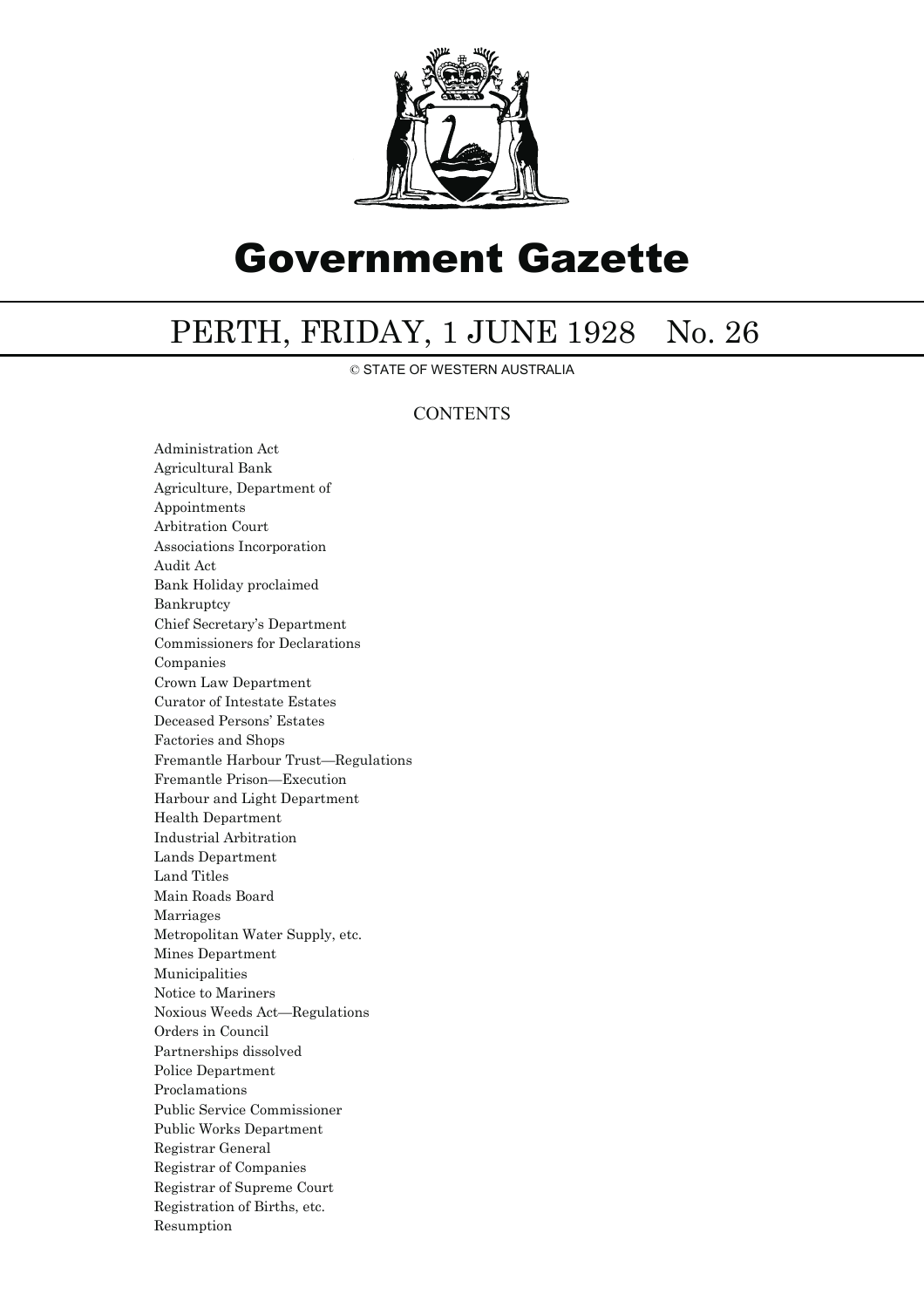# Government Gazette

## PERTH, FRIDAY, 1 JUNE 1928 No. 26

© STATE OF WESTERN AUSTRALIA

### CONTENTS

Administration Act
Agricultural Bank
Agriculture, Department of
Appointments
Arbitration Court
Associations Incorporation
Audit Act
Bank Holiday proclaimed
Bankruptcy
Chief Secretary's Department
Commissioners for Declarations
Companies
Crown Law Department
Curator of Intestate Estates
Deceased Persons' Estates
Factories and Shops
Fremantle Harbour Trust—Regulations
Fremantle Prison—Execution
Harbour and Light Department
Health Department
Industrial Arbitration
Lands Department
Land Titles
Main Roads Board
Marriages
Metropolitan Water Supply, etc.
Mines Department
Municipalities
Notice to Mariners
Noxious Weeds Act—Regulations
Orders in Council
Partnerships dissolved
Police Department
Proclamations
Public Service Commissioner
Public Works Department
Registrar General
Registrar of Companies
Registrar of Supreme Court
Registration of Births, etc.
Resumption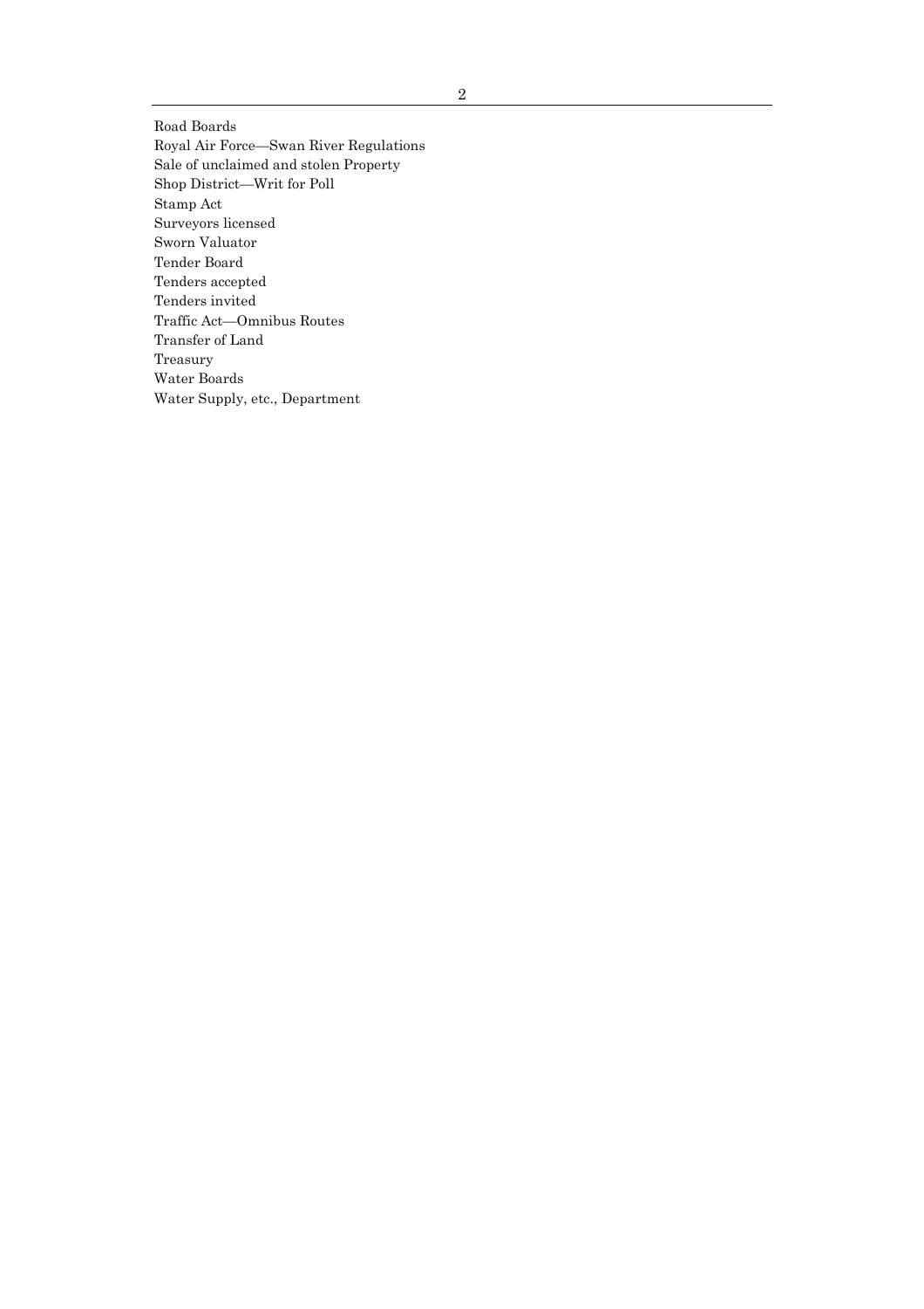Road Boards
Royal Air Force—Swan River Regulations
Sale of unclaimed and stolen Property
Shop District—Writ for Poll
Stamp Act
Surveyors licensed
Sworn Valuator
Tender Board
Tenders accepted
Tenders invited
Traffic Act—Omnibus Routes
Transfer of Land
Treasury
Water Boards
Water Supply, etc., Department